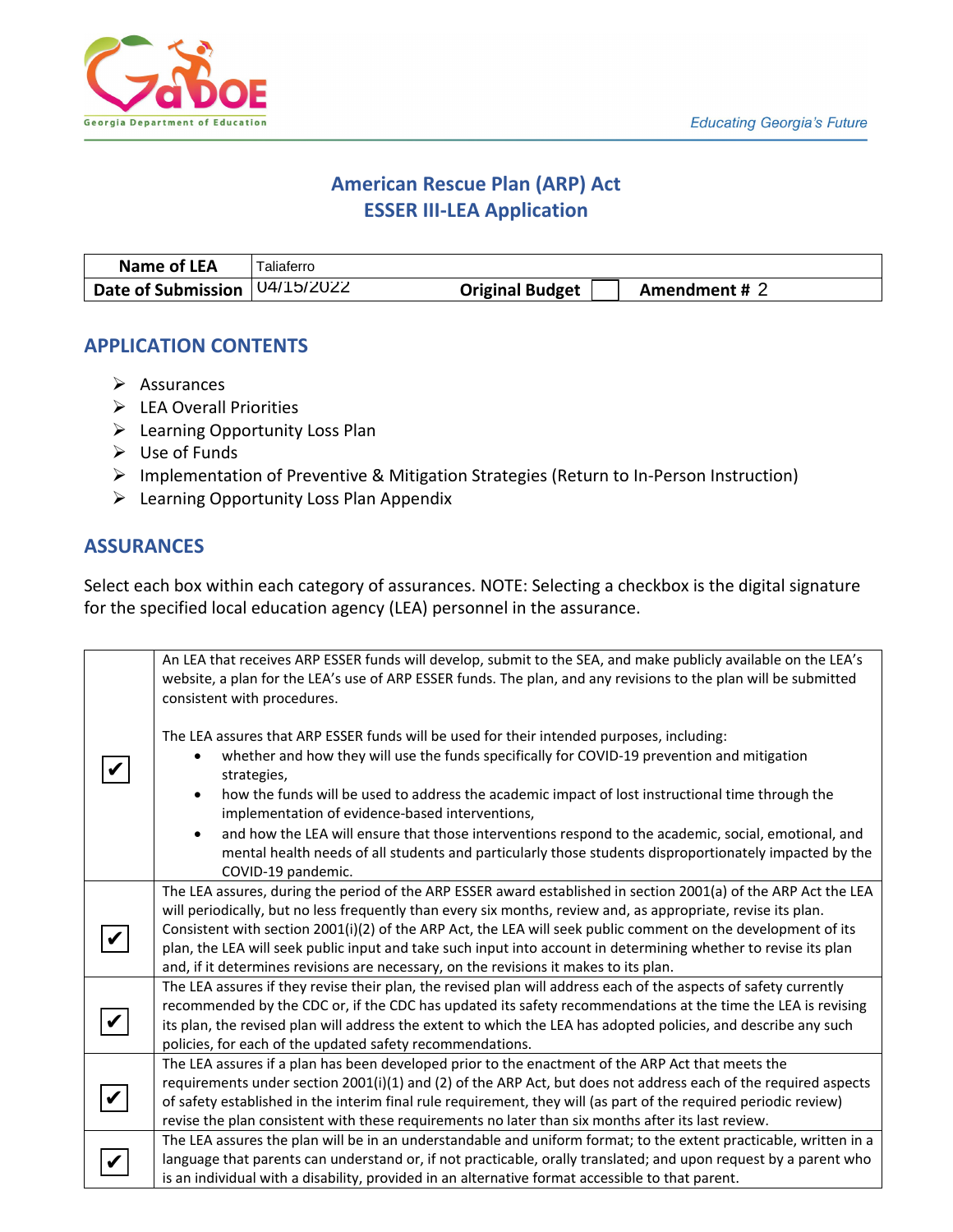Georgia Department of Education

*Educating Georgia's Future*

# American Rescue Plan (ARP) Act
# ESSER III-LEA Application

| **Name of LEA** | Taliaferro | | | |
|---|---|---|---|---|
| **Date of Submission** | 04/15/2022 | **Original Budget** | ☐ | **Amendment #** 2 |

## APPLICATION CONTENTS

- Assurances
- LEA Overall Priorities
- Learning Opportunity Loss Plan
- Use of Funds
- Implementation of Preventive & Mitigation Strategies (Return to In-Person Instruction)
- Learning Opportunity Loss Plan Appendix

## ASSURANCES

Select each box within each category of assurances. NOTE: Selecting a checkbox is the digital signature for the specified local education agency (LEA) personnel in the assurance.

| | |
|---|---|
| ✔ | An LEA that receives ARP ESSER funds will develop, submit to the SEA, and make publicly available on the LEA's website, a plan for the LEA's use of ARP ESSER funds. The plan, and any revisions to the plan will be submitted consistent with procedures.<br><br>The LEA assures that ARP ESSER funds will be used for their intended purposes, including:<br>• whether and how they will use the funds specifically for COVID-19 prevention and mitigation strategies,<br>• how the funds will be used to address the academic impact of lost instructional time through the implementation of evidence-based interventions,<br>• and how the LEA will ensure that those interventions respond to the academic, social, emotional, and mental health needs of all students and particularly those students disproportionately impacted by the COVID-19 pandemic. |
| ✔ | The LEA assures, during the period of the ARP ESSER award established in section 2001(a) of the ARP Act the LEA will periodically, but no less frequently than every six months, review and, as appropriate, revise its plan. Consistent with section 2001(i)(2) of the ARP Act, the LEA will seek public comment on the development of its plan, the LEA will seek public input and take such input into account in determining whether to revise its plan and, if it determines revisions are necessary, on the revisions it makes to its plan. |
| ✔ | The LEA assures if they revise their plan, the revised plan will address each of the aspects of safety currently recommended by the CDC or, if the CDC has updated its safety recommendations at the time the LEA is revising its plan, the revised plan will address the extent to which the LEA has adopted policies, and describe any such policies, for each of the updated safety recommendations. |
| ✔ | The LEA assures if a plan has been developed prior to the enactment of the ARP Act that meets the requirements under section 2001(i)(1) and (2) of the ARP Act, but does not address each of the required aspects of safety established in the interim final rule requirement, they will (as part of the required periodic review) revise the plan consistent with these requirements no later than six months after its last review. |
| ✔ | The LEA assures the plan will be in an understandable and uniform format; to the extent practicable, written in a language that parents can understand or, if not practicable, orally translated; and upon request by a parent who is an individual with a disability, provided in an alternative format accessible to that parent. |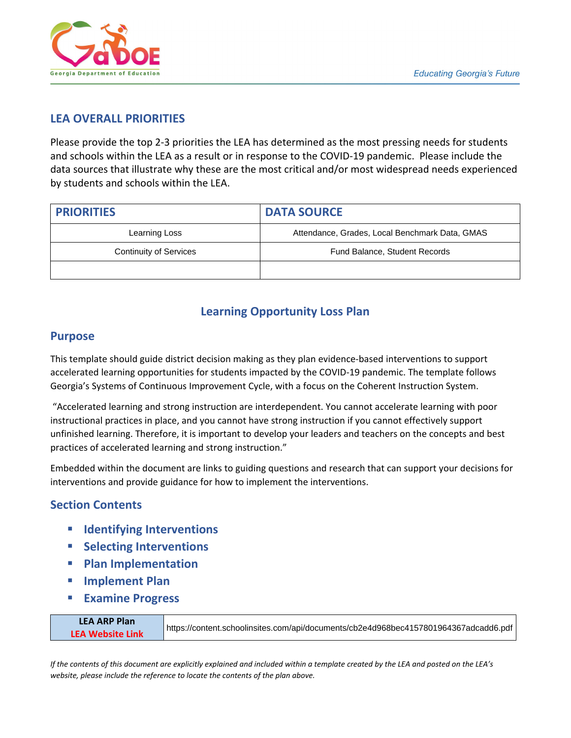## LEA OVERALL PRIORITIES

Please provide the top 2-3 priorities the LEA has determined as the most pressing needs for students and schools within the LEA as a result or in response to the COVID-19 pandemic. Please include the data sources that illustrate why these are the most critical and/or most widespread needs experienced by students and schools within the LEA.

| PRIORITIES | DATA SOURCE |
|---|---|
| Learning Loss | Attendance, Grades, Local Benchmark Data, GMAS |
| Continuity of Services | Fund Balance, Student Records |
| | |

## Learning Opportunity Loss Plan

### Purpose

This template should guide district decision making as they plan evidence-based interventions to support accelerated learning opportunities for students impacted by the COVID-19 pandemic. The template follows Georgia's Systems of Continuous Improvement Cycle, with a focus on the Coherent Instruction System.

"Accelerated learning and strong instruction are interdependent. You cannot accelerate learning with poor instructional practices in place, and you cannot have strong instruction if you cannot effectively support unfinished learning. Therefore, it is important to develop your leaders and teachers on the concepts and best practices of accelerated learning and strong instruction."

Embedded within the document are links to guiding questions and research that can support your decisions for interventions and provide guidance for how to implement the interventions.

### Section Contents

- Identifying Interventions
- Selecting Interventions
- Plan Implementation
- Implement Plan
- Examine Progress

| LEA ARP Plan<br>LEA Website Link | https://content.schoolinsites.com/api/documents/cb2e4d968bec4157801964367adcadd6.pdf |
|---|---|

*If the contents of this document are explicitly explained and included within a template created by the LEA and posted on the LEA's website, please include the reference to locate the contents of the plan above.*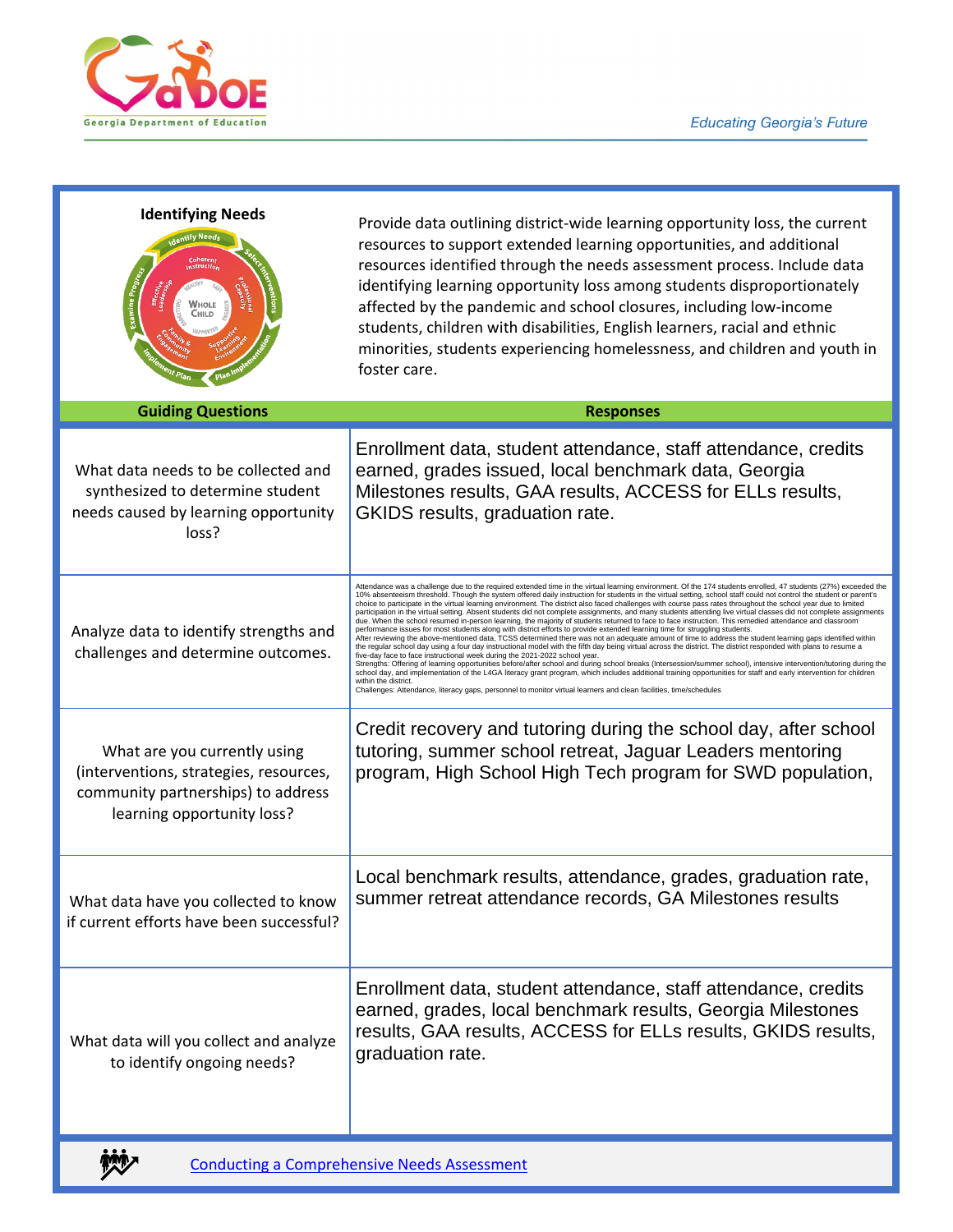## Identifying Needs

Provide data outlining district-wide learning opportunity loss, the current resources to support extended learning opportunities, and additional resources identified through the needs assessment process. Include data identifying learning opportunity loss among students disproportionately affected by the pandemic and school closures, including low-income students, children with disabilities, English learners, racial and ethnic minorities, students experiencing homelessness, and children and youth in foster care.

| Guiding Questions | Responses |
|---|---|
| What data needs to be collected and synthesized to determine student needs caused by learning opportunity loss? | Enrollment data, student attendance, staff attendance, credits earned, grades issued, local benchmark data, Georgia Milestones results, GAA results, ACCESS for ELLs results, GKIDS results, graduation rate. |
| Analyze data to identify strengths and challenges and determine outcomes. | Attendance was a challenge due to the required extended time in the virtual learning environment. Of the 174 students enrolled, 47 students (27%) exceeded the 10% absenteeism threshold. Though the system offered daily instruction for students in the virtual setting, school staff could not control the student or parent's choice to participate in the virtual learning environment. The district also faced challenges with course pass rates throughout the school year due to limited participation in the virtual setting. Absent students did not complete assignments, and many students attending live virtual classes did not complete assignments due. When the school resumed in-person learning, the majority of students returned to face to face instruction. This remedied attendance and classroom performance issues for most students along with district efforts to provide extended learning time for struggling students. After reviewing the above-mentioned data, TCSS determined there was not an adequate amount of time to address the student learning gaps identified within the regular school day using a four day instructional model with the fifth day being virtual across the district. The district responded with plans to resume a five-day face to face instructional week during the 2021-2022 school year. Strengths: Offering of learning opportunities before/after school and during school breaks (Intersession/summer school), intensive intervention/tutoring during the school day, and implementation of the L4GA literacy grant program, which includes additional training opportunities for staff and early intervention for children within the district. Challenges: Attendance, literacy gaps, personnel to monitor virtual learners and clean facilities, time/schedules |
| What are you currently using (interventions, strategies, resources, community partnerships) to address learning opportunity loss? | Credit recovery and tutoring during the school day, after school tutoring, summer school retreat, Jaguar Leaders mentoring program, High School High Tech program for SWD population, |
| What data have you collected to know if current efforts have been successful? | Local benchmark results, attendance, grades, graduation rate, summer retreat attendance records, GA Milestones results |
| What data will you collect and analyze to identify ongoing needs? | Enrollment data, student attendance, staff attendance, credits earned, grades, local benchmark results, Georgia Milestones results, GAA results, ACCESS for ELLs results, GKIDS results, graduation rate. |

[Conducting a Comprehensive Needs Assessment]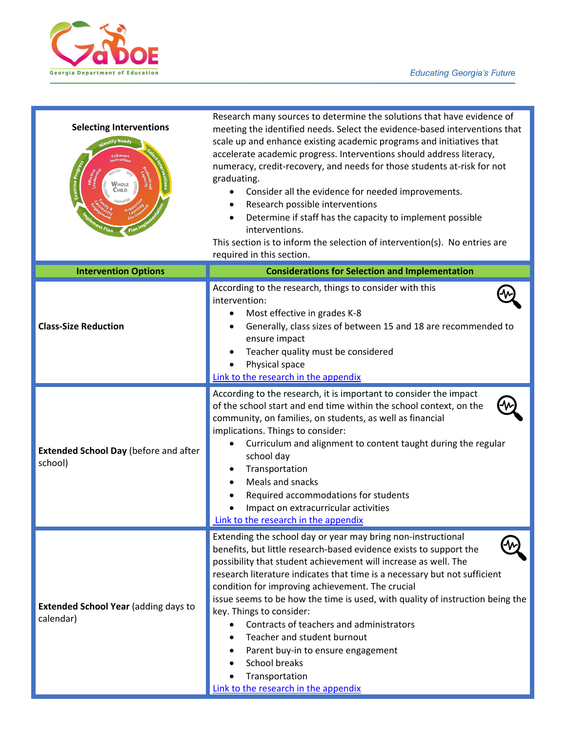| **Selecting Interventions** | Research many sources to determine the solutions that have evidence of meeting the identified needs. Select the evidence-based interventions that scale up and enhance existing academic programs and initiatives that accelerate academic progress. Interventions should address literacy, numeracy, credit-recovery, and needs for those students at-risk for not graduating.<br>• Consider all the evidence for needed improvements.<br>• Research possible interventions<br>• Determine if staff has the capacity to implement possible interventions.<br>This section is to inform the selection of intervention(s). No entries are required in this section. |
|---|---|
| **Intervention Options** | **Considerations for Selection and Implementation** |
| **Class-Size Reduction** | According to the research, things to consider with this intervention:<br>• Most effective in grades K-8<br>• Generally, class sizes of between 15 and 18 are recommended to ensure impact<br>• Teacher quality must be considered<br>• Physical space<br>Link to the research in the appendix |
| **Extended School Day** (before and after school) | According to the research, it is important to consider the impact of the school start and end time within the school context, on the community, on families, on students, as well as financial implications. Things to consider:<br>• Curriculum and alignment to content taught during the regular school day<br>• Transportation<br>• Meals and snacks<br>• Required accommodations for students<br>• Impact on extracurricular activities<br>Link to the research in the appendix |
| **Extended School Year** (adding days to calendar) | Extending the school day or year may bring non-instructional benefits, but little research-based evidence exists to support the possibility that student achievement will increase as well. The research literature indicates that time is a necessary but not sufficient condition for improving achievement. The crucial issue seems to be how the time is used, with quality of instruction being the key. Things to consider:<br>• Contracts of teachers and administrators<br>• Teacher and student burnout<br>• Parent buy-in to ensure engagement<br>• School breaks<br>• Transportation<br>Link to the research in the appendix |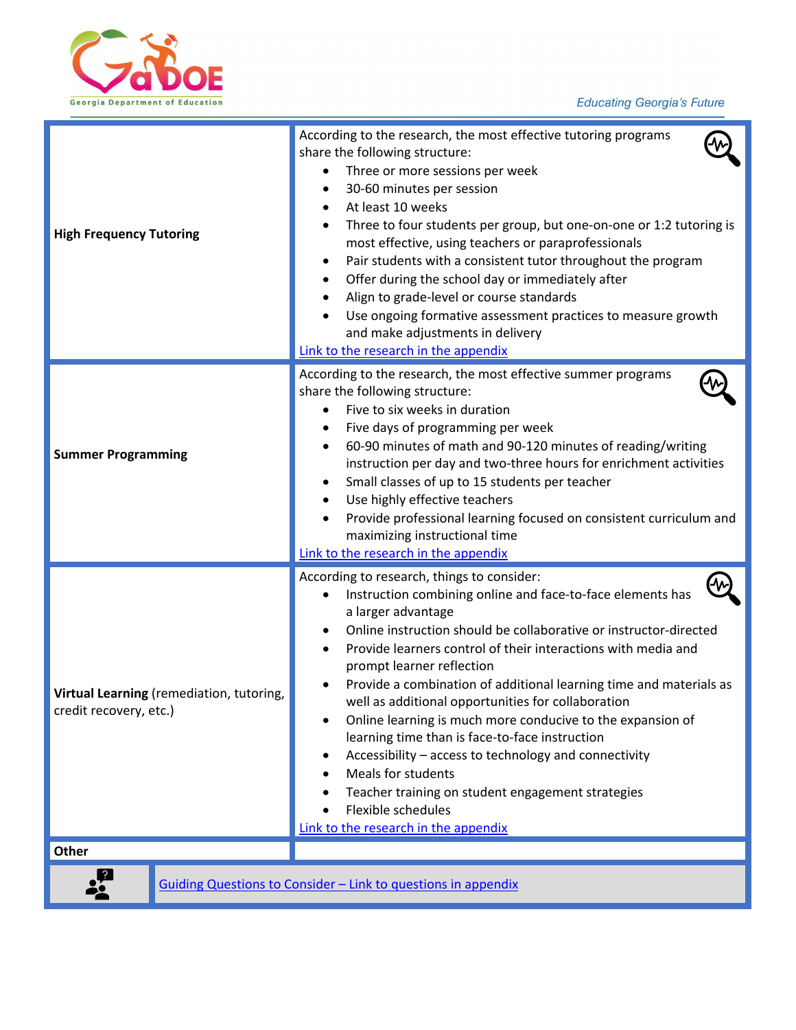| | |
|---|---|
| **High Frequency Tutoring** | According to the research, the most effective tutoring programs share the following structure:<br>• Three or more sessions per week<br>• 30-60 minutes per session<br>• At least 10 weeks<br>• Three to four students per group, but one-on-one or 1:2 tutoring is most effective, using teachers or paraprofessionals<br>• Pair students with a consistent tutor throughout the program<br>• Offer during the school day or immediately after<br>• Align to grade-level or course standards<br>• Use ongoing formative assessment practices to measure growth and make adjustments in delivery<br>Link to the research in the appendix |
| **Summer Programming** | According to the research, the most effective summer programs share the following structure:<br>• Five to six weeks in duration<br>• Five days of programming per week<br>• 60-90 minutes of math and 90-120 minutes of reading/writing instruction per day and two-three hours for enrichment activities<br>• Small classes of up to 15 students per teacher<br>• Use highly effective teachers<br>• Provide professional learning focused on consistent curriculum and maximizing instructional time<br>Link to the research in the appendix |
| **Virtual Learning** (remediation, tutoring, credit recovery, etc.) | According to research, things to consider:<br>• Instruction combining online and face-to-face elements has a larger advantage<br>• Online instruction should be collaborative or instructor-directed<br>• Provide learners control of their interactions with media and prompt learner reflection<br>• Provide a combination of additional learning time and materials as well as additional opportunities for collaboration<br>• Online learning is much more conducive to the expansion of learning time than is face-to-face instruction<br>• Accessibility – access to technology and connectivity<br>• Meals for students<br>• Teacher training on student engagement strategies<br>• Flexible schedules<br>Link to the research in the appendix |
| **Other** | |

Guiding Questions to Consider – Link to questions in appendix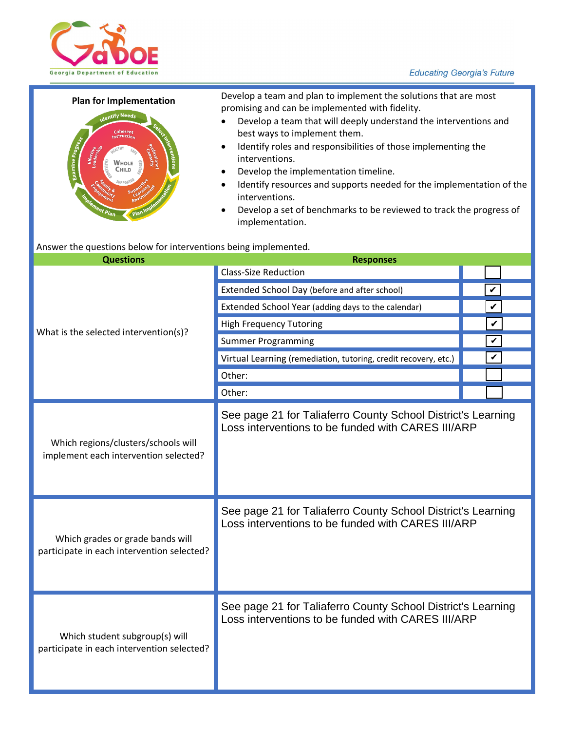**Plan for Implementation**

Develop a team and plan to implement the solutions that are most promising and can be implemented with fidelity.

- Develop a team that will deeply understand the interventions and best ways to implement them.
- Identify roles and responsibilities of those implementing the interventions.
- Develop the implementation timeline.
- Identify resources and supports needed for the implementation of the interventions.
- Develop a set of benchmarks to be reviewed to track the progress of implementation.

Answer the questions below for interventions being implemented.

| Questions | Responses | |
|---|---|---|
| What is the selected intervention(s)? | Class-Size Reduction | ☐ |
| | Extended School Day (before and after school) | ✔ |
| | Extended School Year (adding days to the calendar) | ✔ |
| | High Frequency Tutoring | ✔ |
| | Summer Programming | ✔ |
| | Virtual Learning (remediation, tutoring, credit recovery, etc.) | ✔ |
| | Other: | ☐ |
| | Other: | ☐ |
| Which regions/clusters/schools will implement each intervention selected? | See page 21 for Taliaferro County School District's Learning Loss interventions to be funded with CARES III/ARP | |
| Which grades or grade bands will participate in each intervention selected? | See page 21 for Taliaferro County School District's Learning Loss interventions to be funded with CARES III/ARP | |
| Which student subgroup(s) will participate in each intervention selected? | See page 21 for Taliaferro County School District's Learning Loss interventions to be funded with CARES III/ARP | |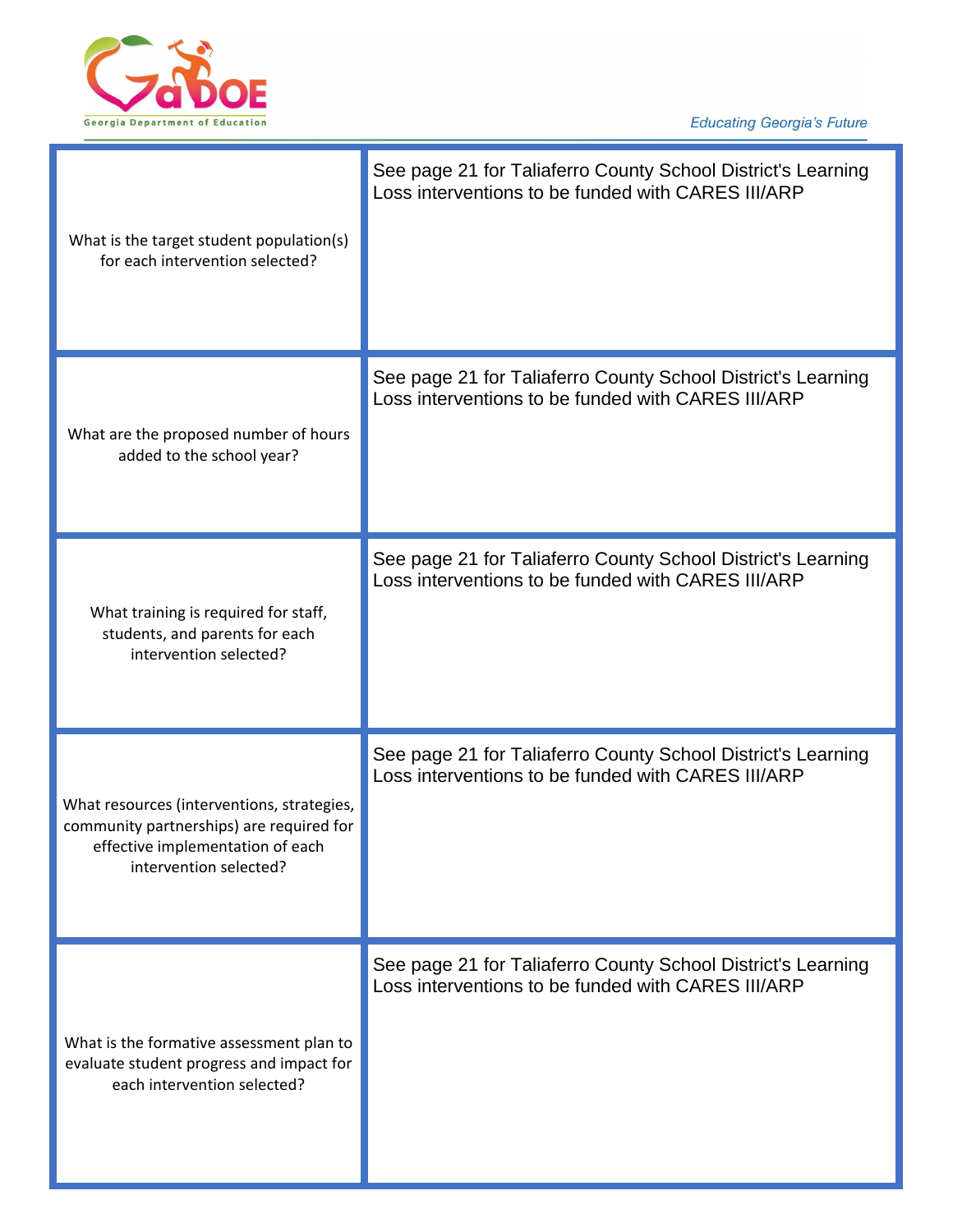| | |
|---|---|
| What is the target student population(s) for each intervention selected? | See page 21 for Taliaferro County School District's Learning Loss interventions to be funded with CARES III/ARP |
| What are the proposed number of hours added to the school year? | See page 21 for Taliaferro County School District's Learning Loss interventions to be funded with CARES III/ARP |
| What training is required for staff, students, and parents for each intervention selected? | See page 21 for Taliaferro County School District's Learning Loss interventions to be funded with CARES III/ARP |
| What resources (interventions, strategies, community partnerships) are required for effective implementation of each intervention selected? | See page 21 for Taliaferro County School District's Learning Loss interventions to be funded with CARES III/ARP |
| What is the formative assessment plan to evaluate student progress and impact for each intervention selected? | See page 21 for Taliaferro County School District's Learning Loss interventions to be funded with CARES III/ARP |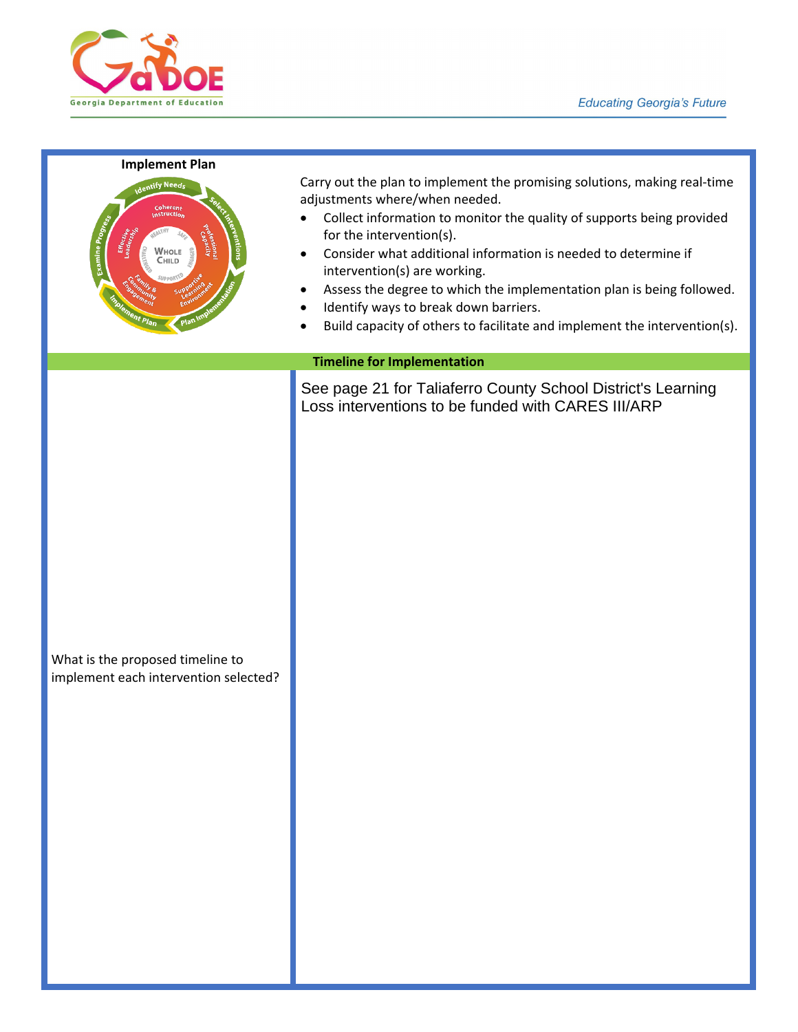## Implement Plan

Carry out the plan to implement the promising solutions, making real-time adjustments where/when needed.

- Collect information to monitor the quality of supports being provided for the intervention(s).
- Consider what additional information is needed to determine if intervention(s) are working.
- Assess the degree to which the implementation plan is being followed.
- Identify ways to break down barriers.
- Build capacity of others to facilitate and implement the intervention(s).

| Timeline for Implementation | |
|---|---|
| What is the proposed timeline to implement each intervention selected? | See page 21 for Taliaferro County School District's Learning Loss interventions to be funded with CARES III/ARP |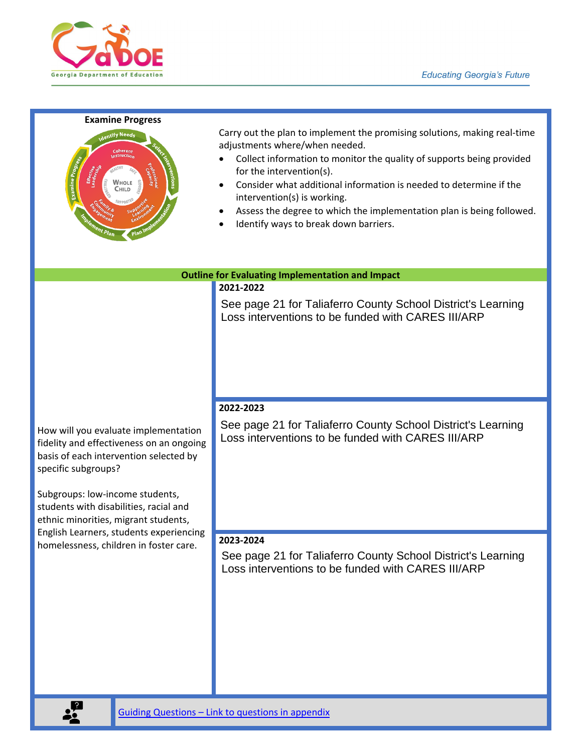## Examine Progress

Carry out the plan to implement the promising solutions, making real-time adjustments where/when needed.

- Collect information to monitor the quality of supports being provided for the intervention(s).
- Consider what additional information is needed to determine if the intervention(s) is working.
- Assess the degree to which the implementation plan is being followed.
- Identify ways to break down barriers.

### Outline for Evaluating Implementation and Impact

| | |
|---|---|
| How will you evaluate implementation fidelity and effectiveness on an ongoing basis of each intervention selected by specific subgroups?<br><br>Subgroups: low-income students, students with disabilities, racial and ethnic minorities, migrant students, English Learners, students experiencing homelessness, children in foster care. | **2021-2022**<br>See page 21 for Taliaferro County School District's Learning Loss interventions to be funded with CARES III/ARP<br><br>**2022-2023**<br>See page 21 for Taliaferro County School District's Learning Loss interventions to be funded with CARES III/ARP<br><br>**2023-2024**<br>See page 21 for Taliaferro County School District's Learning Loss interventions to be funded with CARES III/ARP |

Guiding Questions – Link to questions in appendix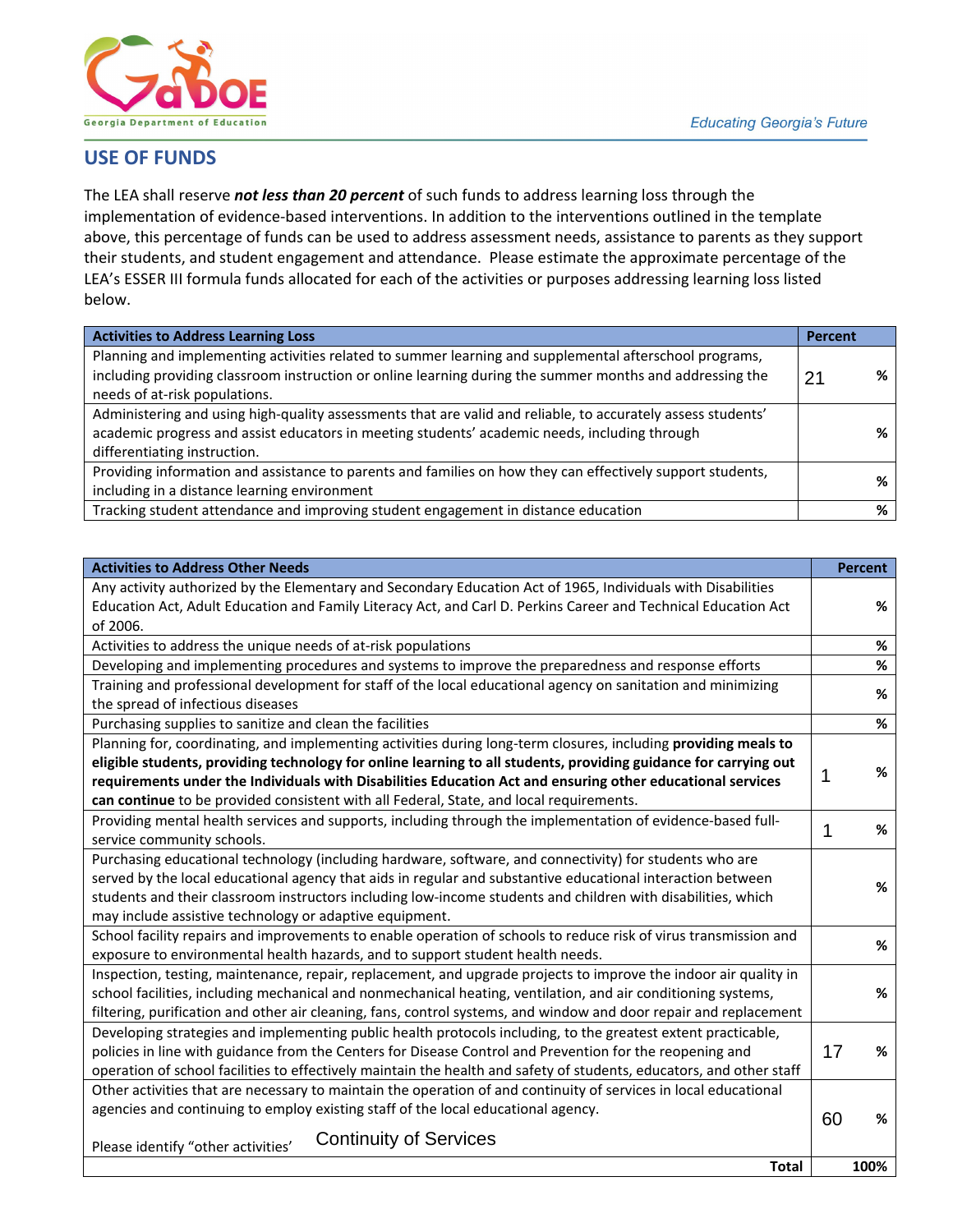## USE OF FUNDS

The LEA shall reserve ***not less than 20 percent*** of such funds to address learning loss through the implementation of evidence-based interventions. In addition to the interventions outlined in the template above, this percentage of funds can be used to address assessment needs, assistance to parents as they support their students, and student engagement and attendance. Please estimate the approximate percentage of the LEA's ESSER III formula funds allocated for each of the activities or purposes addressing learning loss listed below.

| Activities to Address Learning Loss | Percent |
|---|---|
| Planning and implementing activities related to summer learning and supplemental afterschool programs, including providing classroom instruction or online learning during the summer months and addressing the needs of at-risk populations. | 21 % |
| Administering and using high-quality assessments that are valid and reliable, to accurately assess students' academic progress and assist educators in meeting students' academic needs, including through differentiating instruction. | % |
| Providing information and assistance to parents and families on how they can effectively support students, including in a distance learning environment | % |
| Tracking student attendance and improving student engagement in distance education | % |

| Activities to Address Other Needs | Percent |
|---|---|
| Any activity authorized by the Elementary and Secondary Education Act of 1965, Individuals with Disabilities Education Act, Adult Education and Family Literacy Act, and Carl D. Perkins Career and Technical Education Act of 2006. | % |
| Activities to address the unique needs of at-risk populations | % |
| Developing and implementing procedures and systems to improve the preparedness and response efforts | % |
| Training and professional development for staff of the local educational agency on sanitation and minimizing the spread of infectious diseases | % |
| Purchasing supplies to sanitize and clean the facilities | % |
| Planning for, coordinating, and implementing activities during long-term closures, including **providing meals to eligible students, providing technology for online learning to all students, providing guidance for carrying out requirements under the Individuals with Disabilities Education Act and ensuring other educational services can continue** to be provided consistent with all Federal, State, and local requirements. | 1 % |
| Providing mental health services and supports, including through the implementation of evidence-based full-service community schools. | 1 % |
| Purchasing educational technology (including hardware, software, and connectivity) for students who are served by the local educational agency that aids in regular and substantive educational interaction between students and their classroom instructors including low-income students and children with disabilities, which may include assistive technology or adaptive equipment. | % |
| School facility repairs and improvements to enable operation of schools to reduce risk of virus transmission and exposure to environmental health hazards, and to support student health needs. | % |
| Inspection, testing, maintenance, repair, replacement, and upgrade projects to improve the indoor air quality in school facilities, including mechanical and nonmechanical heating, ventilation, and air conditioning systems, filtering, purification and other air cleaning, fans, control systems, and window and door repair and replacement | % |
| Developing strategies and implementing public health protocols including, to the greatest extent practicable, policies in line with guidance from the Centers for Disease Control and Prevention for the reopening and operation of school facilities to effectively maintain the health and safety of students, educators, and other staff | 17 % |
| Other activities that are necessary to maintain the operation of and continuity of services in local educational agencies and continuing to employ existing staff of the local educational agency.<br><br>Please identify "other activities' Continuity of Services | 60 % |
| **Total** | **100%** |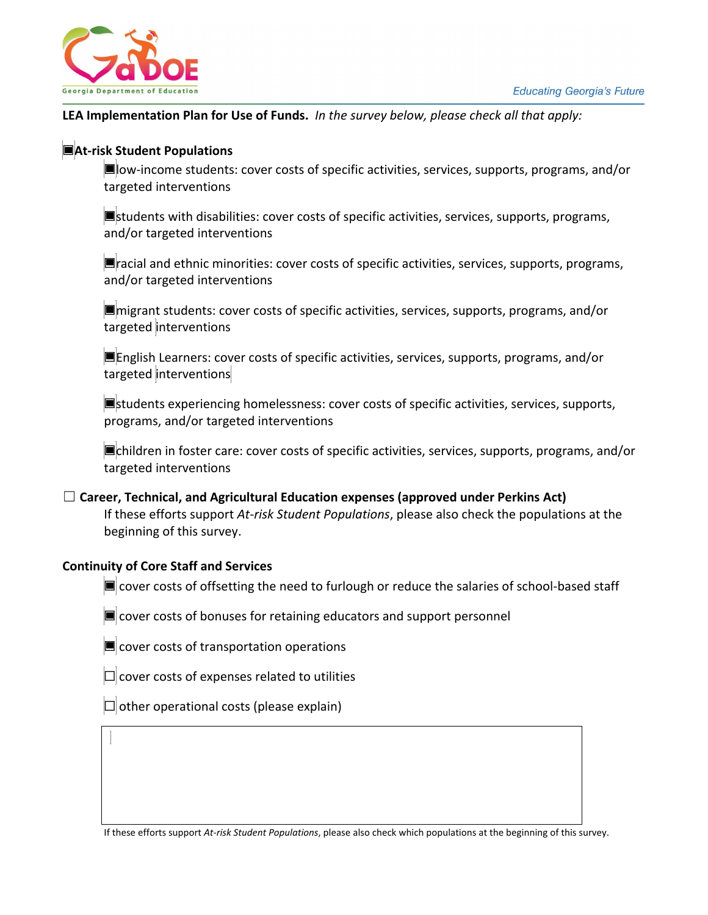**LEA Implementation Plan for Use of Funds.** *In the survey below, please check all that apply:*

■ **At-risk Student Populations**

- ■ low-income students: cover costs of specific activities, services, supports, programs, and/or targeted interventions
- ■ students with disabilities: cover costs of specific activities, services, supports, programs, and/or targeted interventions
- ■ racial and ethnic minorities: cover costs of specific activities, services, supports, programs, and/or targeted interventions
- ■ migrant students: cover costs of specific activities, services, supports, programs, and/or targeted interventions
- ■ English Learners: cover costs of specific activities, services, supports, programs, and/or targeted interventions
- ■ students experiencing homelessness: cover costs of specific activities, services, supports, programs, and/or targeted interventions
- ■ children in foster care: cover costs of specific activities, services, supports, programs, and/or targeted interventions

☐ **Career, Technical, and Agricultural Education expenses (approved under Perkins Act)**

If these efforts support *At-risk Student Populations*, please also check the populations at the beginning of this survey.

**Continuity of Core Staff and Services**

- ■ cover costs of offsetting the need to furlough or reduce the salaries of school-based staff
- ■ cover costs of bonuses for retaining educators and support personnel
- ■ cover costs of transportation operations
- ☐ cover costs of expenses related to utilities
- ☐ other operational costs (please explain)

If these efforts support *At-risk Student Populations*, please also check which populations at the beginning of this survey.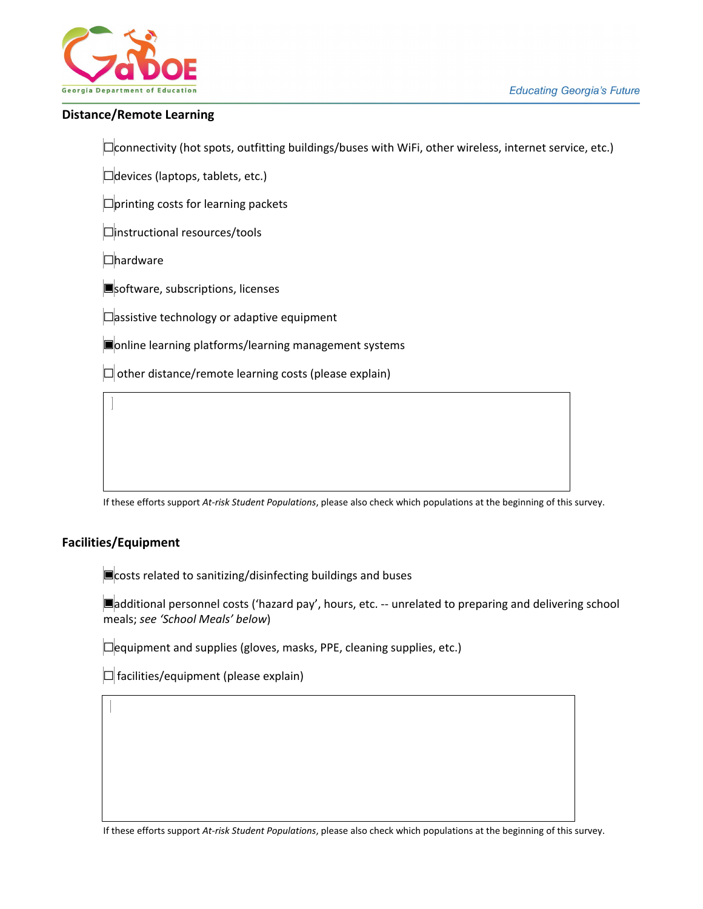## Distance/Remote Learning

- ☐ connectivity (hot spots, outfitting buildings/buses with WiFi, other wireless, internet service, etc.)
- ☐ devices (laptops, tablets, etc.)
- ☐ printing costs for learning packets
- ☐ instructional resources/tools
- ☐ hardware
- ■ software, subscriptions, licenses
- ☐ assistive technology or adaptive equipment
- ■ online learning platforms/learning management systems
- ☐ other distance/remote learning costs (please explain)

If these efforts support *At-risk Student Populations*, please also check which populations at the beginning of this survey.

## Facilities/Equipment

- ■ costs related to sanitizing/disinfecting buildings and buses
- ■ additional personnel costs ('hazard pay', hours, etc. -- unrelated to preparing and delivering school meals; *see 'School Meals' below*)
- ☐ equipment and supplies (gloves, masks, PPE, cleaning supplies, etc.)
- ☐ facilities/equipment (please explain)

If these efforts support *At-risk Student Populations*, please also check which populations at the beginning of this survey.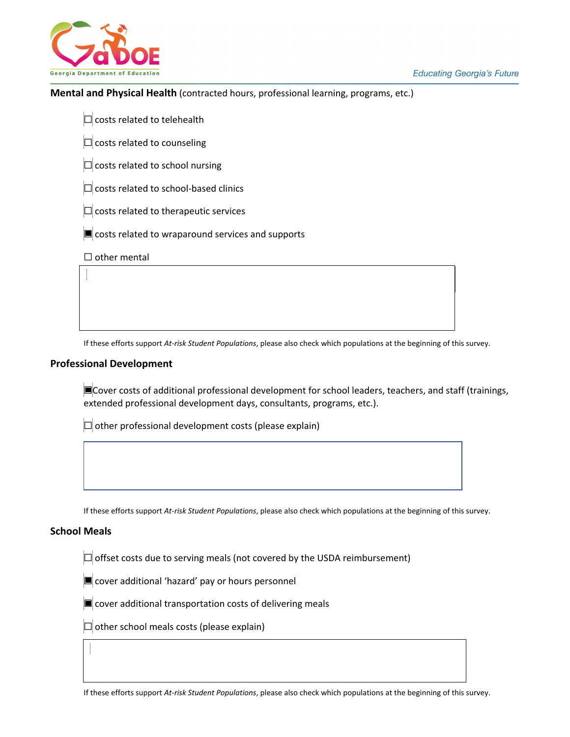**Mental and Physical Health** (contracted hours, professional learning, programs, etc.)

- ☐ costs related to telehealth
- ☐ costs related to counseling
- ☐ costs related to school nursing
- ☐ costs related to school-based clinics
- ☐ costs related to therapeutic services
- ☒ costs related to wraparound services and supports
- ☐ other mental

If these efforts support *At-risk Student Populations*, please also check which populations at the beginning of this survey.

## Professional Development

- ☒ Cover costs of additional professional development for school leaders, teachers, and staff (trainings, extended professional development days, consultants, programs, etc.).
- ☐ other professional development costs (please explain)

If these efforts support *At-risk Student Populations*, please also check which populations at the beginning of this survey.

## School Meals

- ☐ offset costs due to serving meals (not covered by the USDA reimbursement)
- ☒ cover additional 'hazard' pay or hours personnel
- ☒ cover additional transportation costs of delivering meals
- ☐ other school meals costs (please explain)

If these efforts support *At-risk Student Populations*, please also check which populations at the beginning of this survey.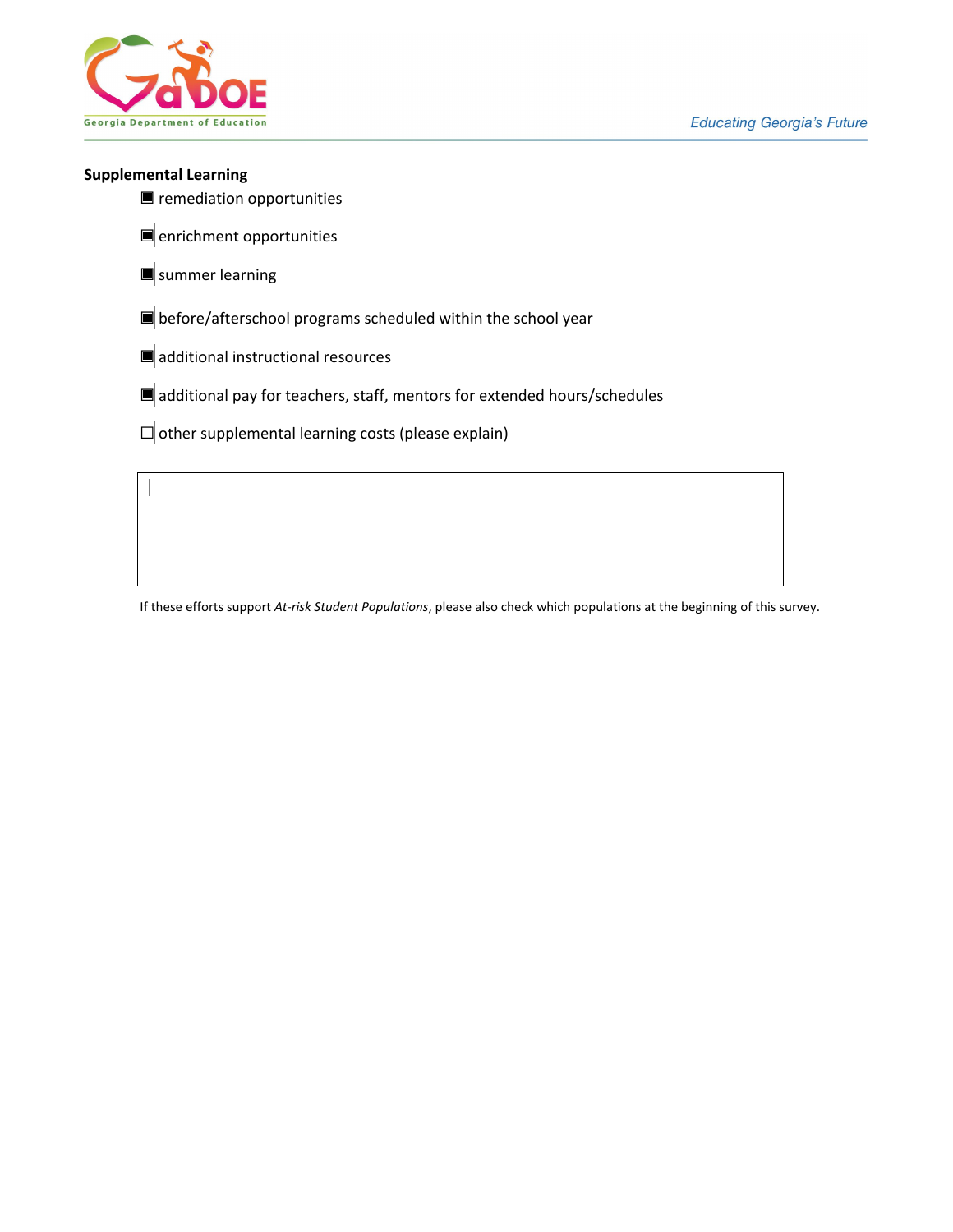**Supplemental Learning**

- [x] remediation opportunities
- [x] enrichment opportunities
- [x] summer learning
- [x] before/afterschool programs scheduled within the school year
- [x] additional instructional resources
- [x] additional pay for teachers, staff, mentors for extended hours/schedules
- [ ] other supplemental learning costs (please explain)

If these efforts support *At-risk Student Populations*, please also check which populations at the beginning of this survey.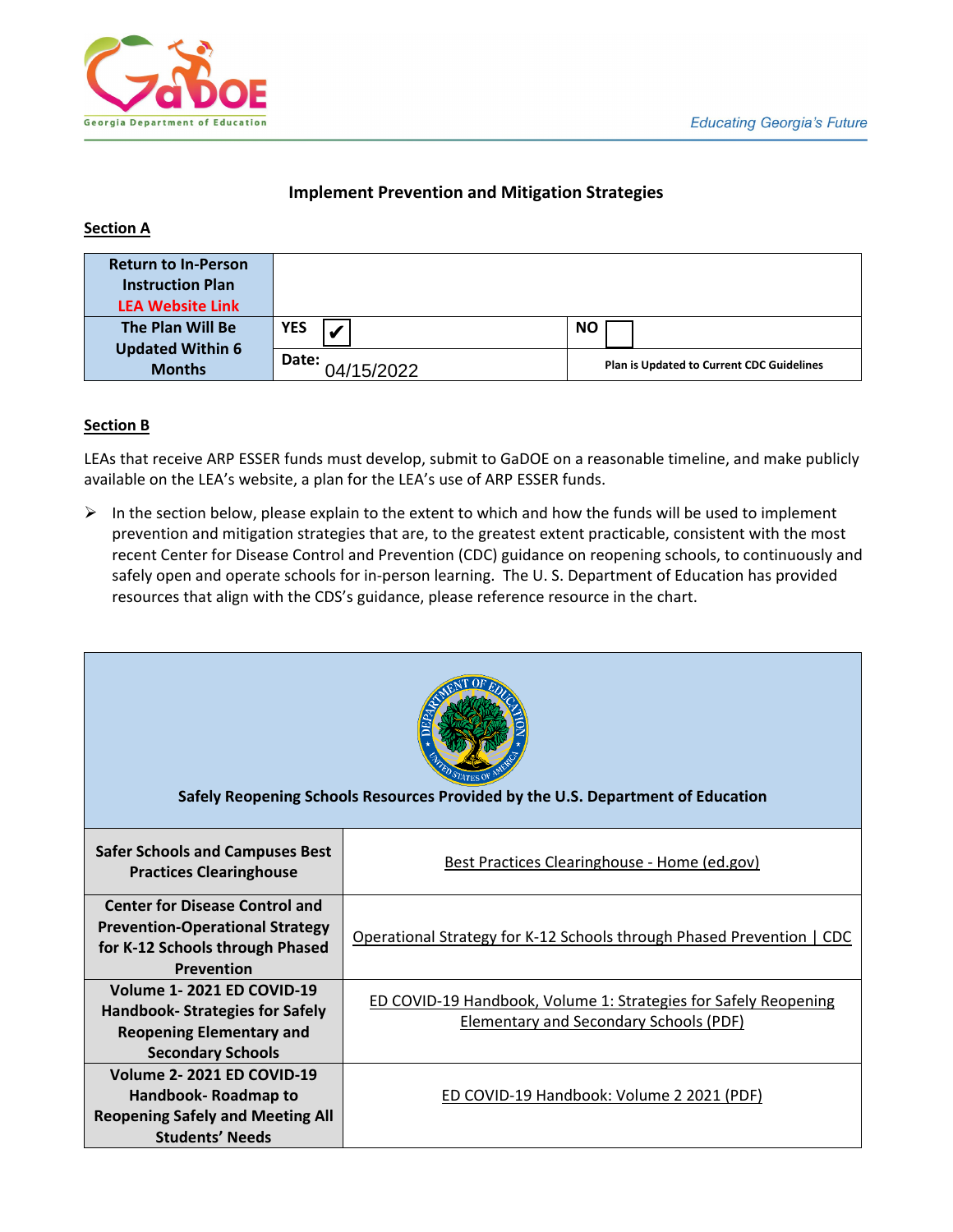**Implement Prevention and Mitigation Strategies**

**Section A**

| Return to In-Person Instruction Plan LEA Website Link | | |
|---|---|---|
| The Plan Will Be Updated Within 6 Months | YES ✔ | NO ☐ |
| | Date: 04/15/2022 | Plan is Updated to Current CDC Guidelines |

**Section B**

LEAs that receive ARP ESSER funds must develop, submit to GaDOE on a reasonable timeline, and make publicly available on the LEA's website, a plan for the LEA's use of ARP ESSER funds.

- In the section below, please explain to the extent to which and how the funds will be used to implement prevention and mitigation strategies that are, to the greatest extent practicable, consistent with the most recent Center for Disease Control and Prevention (CDC) guidance on reopening schools, to continuously and safely open and operate schools for in-person learning. The U. S. Department of Education has provided resources that align with the CDS's guidance, please reference resource in the chart.

| Safely Reopening Schools Resources Provided by the U.S. Department of Education | |
|---|---|
| Safer Schools and Campuses Best Practices Clearinghouse | Best Practices Clearinghouse - Home (ed.gov) |
| Center for Disease Control and Prevention-Operational Strategy for K-12 Schools through Phased Prevention | Operational Strategy for K-12 Schools through Phased Prevention \| CDC |
| Volume 1- 2021 ED COVID-19 Handbook- Strategies for Safely Reopening Elementary and Secondary Schools | ED COVID-19 Handbook, Volume 1: Strategies for Safely Reopening Elementary and Secondary Schools (PDF) |
| Volume 2- 2021 ED COVID-19 Handbook- Roadmap to Reopening Safely and Meeting All Students' Needs | ED COVID-19 Handbook: Volume 2 2021 (PDF) |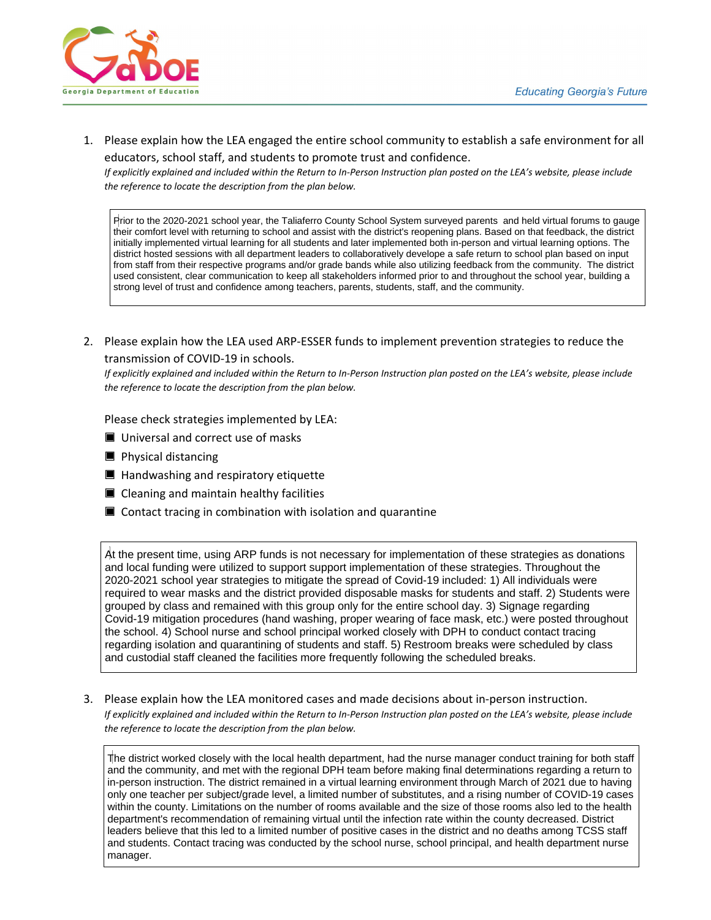1. Please explain how the LEA engaged the entire school community to establish a safe environment for all educators, school staff, and students to promote trust and confidence.
   *If explicitly explained and included within the Return to In-Person Instruction plan posted on the LEA's website, please include the reference to locate the description from the plan below.*

> Prior to the 2020-2021 school year, the Taliaferro County School System surveyed parents and held virtual forums to gauge their comfort level with returning to school and assist with the district's reopening plans. Based on that feedback, the district initially implemented virtual learning for all students and later implemented both in-person and virtual learning options. The district hosted sessions with all department leaders to collaboratively develope a safe return to school plan based on input from staff from their respective programs and/or grade bands while also utilizing feedback from the community. The district used consistent, clear communication to keep all stakeholders informed prior to and throughout the school year, building a strong level of trust and confidence among teachers, parents, students, staff, and the community.

2. Please explain how the LEA used ARP-ESSER funds to implement prevention strategies to reduce the transmission of COVID-19 in schools.
   *If explicitly explained and included within the Return to In-Person Instruction plan posted on the LEA's website, please include the reference to locate the description from the plan below.*

   Please check strategies implemented by LEA:

   - [x] Universal and correct use of masks
   - [x] Physical distancing
   - [x] Handwashing and respiratory etiquette
   - [x] Cleaning and maintain healthy facilities
   - [x] Contact tracing in combination with isolation and quarantine

> At the present time, using ARP funds is not necessary for implementation of these strategies as donations and local funding were utilized to support support implementation of these strategies. Throughout the 2020-2021 school year strategies to mitigate the spread of Covid-19 included: 1) All individuals were required to wear masks and the district provided disposable masks for students and staff. 2) Students were grouped by class and remained with this group only for the entire school day. 3) Signage regarding Covid-19 mitigation procedures (hand washing, proper wearing of face mask, etc.) were posted throughout the school. 4) School nurse and school principal worked closely with DPH to conduct contact tracing regarding isolation and quarantining of students and staff. 5) Restroom breaks were scheduled by class and custodial staff cleaned the facilities more frequently following the scheduled breaks.

3. Please explain how the LEA monitored cases and made decisions about in-person instruction.
   *If explicitly explained and included within the Return to In-Person Instruction plan posted on the LEA's website, please include the reference to locate the description from the plan below.*

> The district worked closely with the local health department, had the nurse manager conduct training for both staff and the community, and met with the regional DPH team before making final determinations regarding a return to in-person instruction. The district remained in a virtual learning environment through March of 2021 due to having only one teacher per subject/grade level, a limited number of substitutes, and a rising number of COVID-19 cases within the county. Limitations on the number of rooms available and the size of those rooms also led to the health department's recommendation of remaining virtual until the infection rate within the county decreased. District leaders believe that this led to a limited number of positive cases in the district and no deaths among TCSS staff and students. Contact tracing was conducted by the school nurse, school principal, and health department nurse manager.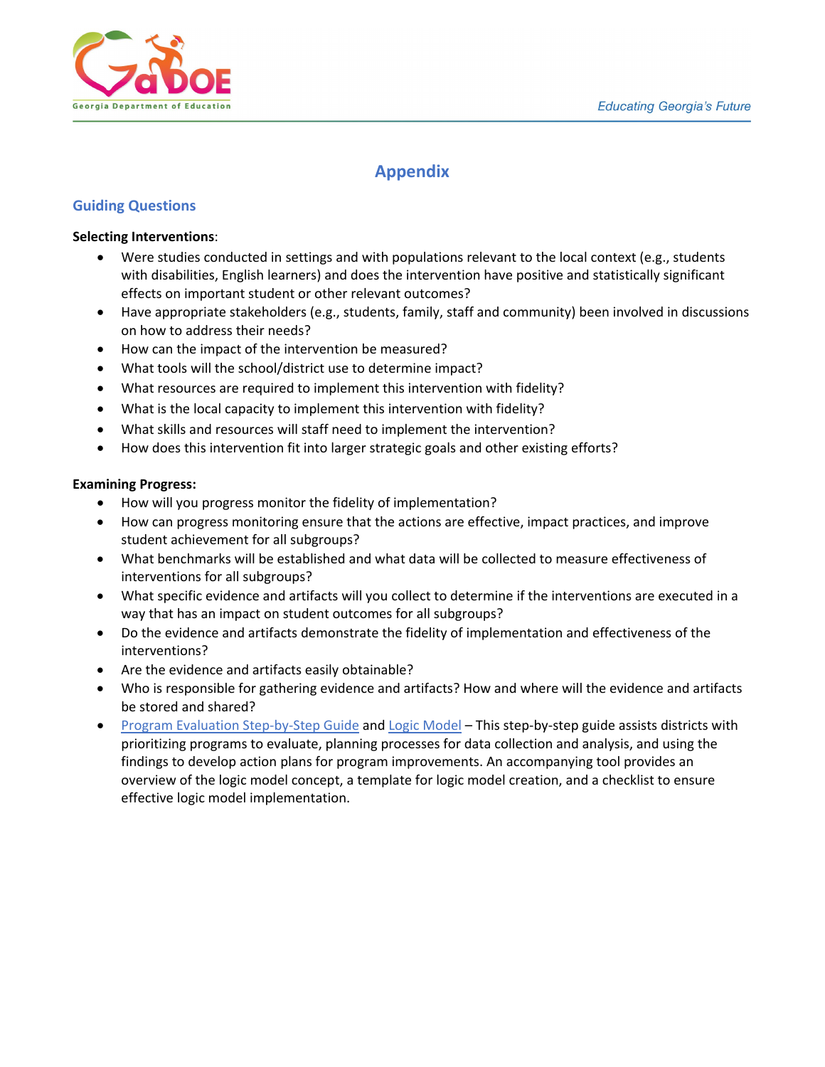# Appendix

## Guiding Questions

**Selecting Interventions**:

- Were studies conducted in settings and with populations relevant to the local context (e.g., students with disabilities, English learners) and does the intervention have positive and statistically significant effects on important student or other relevant outcomes?
- Have appropriate stakeholders (e.g., students, family, staff and community) been involved in discussions on how to address their needs?
- How can the impact of the intervention be measured?
- What tools will the school/district use to determine impact?
- What resources are required to implement this intervention with fidelity?
- What is the local capacity to implement this intervention with fidelity?
- What skills and resources will staff need to implement the intervention?
- How does this intervention fit into larger strategic goals and other existing efforts?

**Examining Progress:**

- How will you progress monitor the fidelity of implementation?
- How can progress monitoring ensure that the actions are effective, impact practices, and improve student achievement for all subgroups?
- What benchmarks will be established and what data will be collected to measure effectiveness of interventions for all subgroups?
- What specific evidence and artifacts will you collect to determine if the interventions are executed in a way that has an impact on student outcomes for all subgroups?
- Do the evidence and artifacts demonstrate the fidelity of implementation and effectiveness of the interventions?
- Are the evidence and artifacts easily obtainable?
- Who is responsible for gathering evidence and artifacts? How and where will the evidence and artifacts be stored and shared?
- Program Evaluation Step-by-Step Guide and Logic Model – This step-by-step guide assists districts with prioritizing programs to evaluate, planning processes for data collection and analysis, and using the findings to develop action plans for program improvements. An accompanying tool provides an overview of the logic model concept, a template for logic model creation, and a checklist to ensure effective logic model implementation.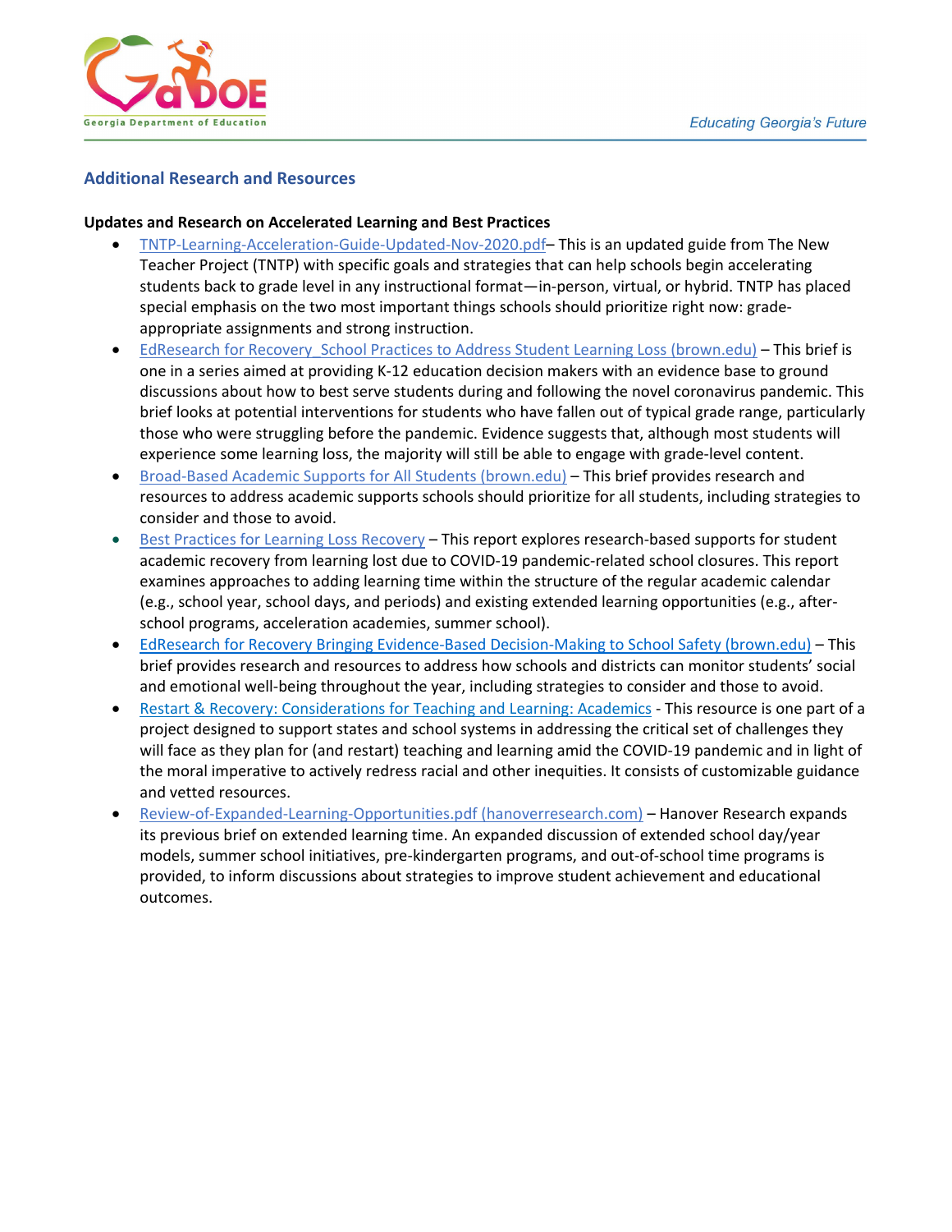## Additional Research and Resources

**Updates and Research on Accelerated Learning and Best Practices**

- TNTP-Learning-Acceleration-Guide-Updated-Nov-2020.pdf– This is an updated guide from The New Teacher Project (TNTP) with specific goals and strategies that can help schools begin accelerating students back to grade level in any instructional format—in-person, virtual, or hybrid. TNTP has placed special emphasis on the two most important things schools should prioritize right now: grade-appropriate assignments and strong instruction.
- EdResearch for Recovery_School Practices to Address Student Learning Loss (brown.edu) – This brief is one in a series aimed at providing K-12 education decision makers with an evidence base to ground discussions about how to best serve students during and following the novel coronavirus pandemic. This brief looks at potential interventions for students who have fallen out of typical grade range, particularly those who were struggling before the pandemic. Evidence suggests that, although most students will experience some learning loss, the majority will still be able to engage with grade-level content.
- Broad-Based Academic Supports for All Students (brown.edu) – This brief provides research and resources to address academic supports schools should prioritize for all students, including strategies to consider and those to avoid.
- Best Practices for Learning Loss Recovery – This report explores research-based supports for student academic recovery from learning lost due to COVID-19 pandemic-related school closures. This report examines approaches to adding learning time within the structure of the regular academic calendar (e.g., school year, school days, and periods) and existing extended learning opportunities (e.g., after-school programs, acceleration academies, summer school).
- EdResearch for Recovery Bringing Evidence-Based Decision-Making to School Safety (brown.edu) – This brief provides research and resources to address how schools and districts can monitor students' social and emotional well-being throughout the year, including strategies to consider and those to avoid.
- Restart & Recovery: Considerations for Teaching and Learning: Academics - This resource is one part of a project designed to support states and school systems in addressing the critical set of challenges they will face as they plan for (and restart) teaching and learning amid the COVID-19 pandemic and in light of the moral imperative to actively redress racial and other inequities. It consists of customizable guidance and vetted resources.
- Review-of-Expanded-Learning-Opportunities.pdf (hanoverresearch.com) – Hanover Research expands its previous brief on extended learning time. An expanded discussion of extended school day/year models, summer school initiatives, pre-kindergarten programs, and out-of-school time programs is provided, to inform discussions about strategies to improve student achievement and educational outcomes.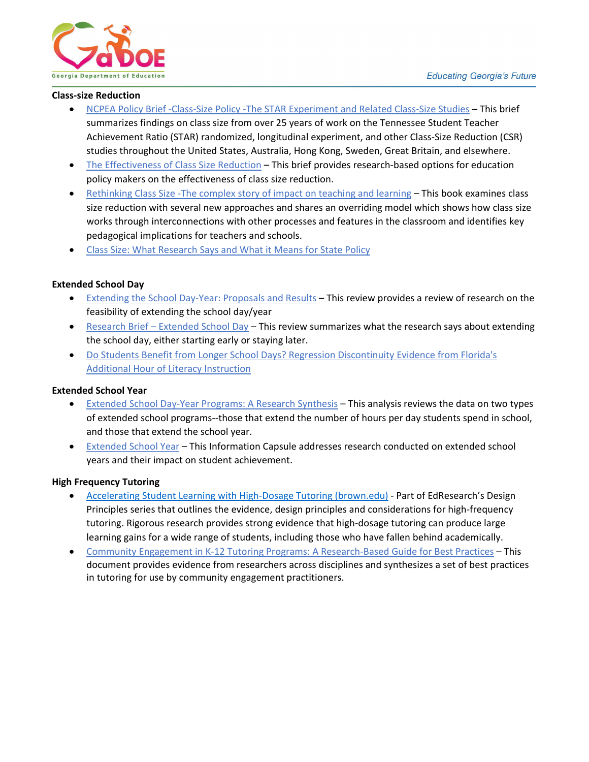**Class-size Reduction**

- NCPEA Policy Brief -Class-Size Policy -The STAR Experiment and Related Class-Size Studies – This brief summarizes findings on class size from over 25 years of work on the Tennessee Student Teacher Achievement Ratio (STAR) randomized, longitudinal experiment, and other Class-Size Reduction (CSR) studies throughout the United States, Australia, Hong Kong, Sweden, Great Britain, and elsewhere.
- The Effectiveness of Class Size Reduction – This brief provides research-based options for education policy makers on the effectiveness of class size reduction.
- Rethinking Class Size -The complex story of impact on teaching and learning – This book examines class size reduction with several new approaches and shares an overriding model which shows how class size works through interconnections with other processes and features in the classroom and identifies key pedagogical implications for teachers and schools.
- Class Size: What Research Says and What it Means for State Policy

**Extended School Day**

- Extending the School Day-Year: Proposals and Results – This review provides a review of research on the feasibility of extending the school day/year
- Research Brief – Extended School Day – This review summarizes what the research says about extending the school day, either starting early or staying later.
- Do Students Benefit from Longer School Days? Regression Discontinuity Evidence from Florida's Additional Hour of Literacy Instruction

**Extended School Year**

- Extended School Day-Year Programs: A Research Synthesis – This analysis reviews the data on two types of extended school programs--those that extend the number of hours per day students spend in school, and those that extend the school year.
- Extended School Year – This Information Capsule addresses research conducted on extended school years and their impact on student achievement.

**High Frequency Tutoring**

- Accelerating Student Learning with High-Dosage Tutoring (brown.edu) - Part of EdResearch's Design Principles series that outlines the evidence, design principles and considerations for high-frequency tutoring. Rigorous research provides strong evidence that high-dosage tutoring can produce large learning gains for a wide range of students, including those who have fallen behind academically.
- Community Engagement in K-12 Tutoring Programs: A Research-Based Guide for Best Practices – This document provides evidence from researchers across disciplines and synthesizes a set of best practices in tutoring for use by community engagement practitioners.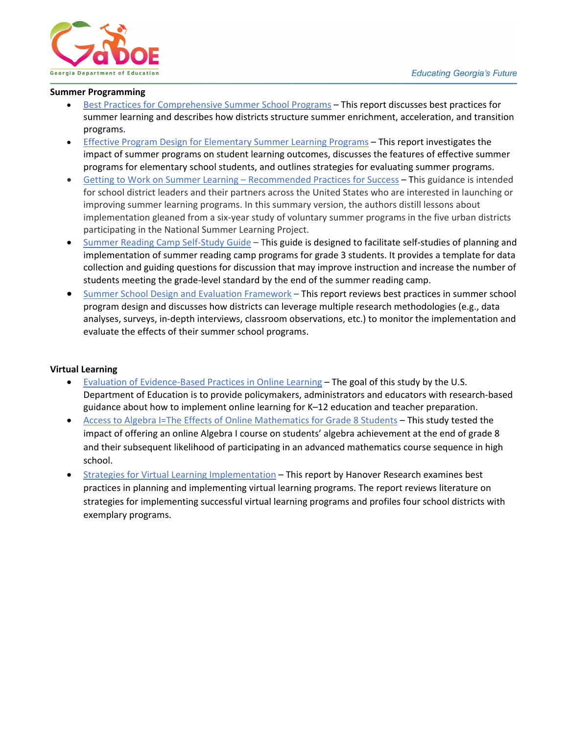## Summer Programming

- Best Practices for Comprehensive Summer School Programs – This report discusses best practices for summer learning and describes how districts structure summer enrichment, acceleration, and transition programs.
- Effective Program Design for Elementary Summer Learning Programs – This report investigates the impact of summer programs on student learning outcomes, discusses the features of effective summer programs for elementary school students, and outlines strategies for evaluating summer programs.
- Getting to Work on Summer Learning – Recommended Practices for Success – This guidance is intended for school district leaders and their partners across the United States who are interested in launching or improving summer learning programs. In this summary version, the authors distill lessons about implementation gleaned from a six-year study of voluntary summer programs in the five urban districts participating in the National Summer Learning Project.
- Summer Reading Camp Self-Study Guide – This guide is designed to facilitate self-studies of planning and implementation of summer reading camp programs for grade 3 students. It provides a template for data collection and guiding questions for discussion that may improve instruction and increase the number of students meeting the grade-level standard by the end of the summer reading camp.
- Summer School Design and Evaluation Framework – This report reviews best practices in summer school program design and discusses how districts can leverage multiple research methodologies (e.g., data analyses, surveys, in-depth interviews, classroom observations, etc.) to monitor the implementation and evaluate the effects of their summer school programs.

## Virtual Learning

- Evaluation of Evidence-Based Practices in Online Learning – The goal of this study by the U.S. Department of Education is to provide policymakers, administrators and educators with research-based guidance about how to implement online learning for K–12 education and teacher preparation.
- Access to Algebra I=The Effects of Online Mathematics for Grade 8 Students – This study tested the impact of offering an online Algebra I course on students' algebra achievement at the end of grade 8 and their subsequent likelihood of participating in an advanced mathematics course sequence in high school.
- Strategies for Virtual Learning Implementation – This report by Hanover Research examines best practices in planning and implementing virtual learning programs. The report reviews literature on strategies for implementing successful virtual learning programs and profiles four school districts with exemplary programs.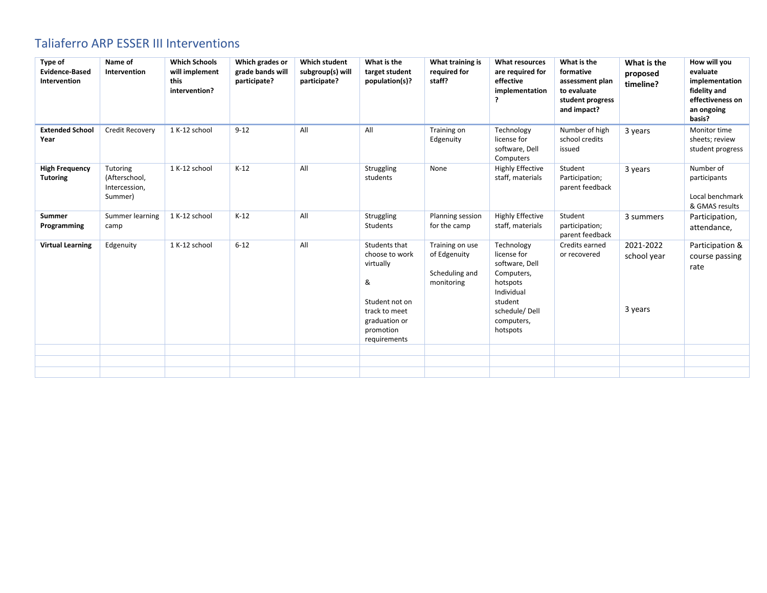# Taliaferro ARP ESSER III Interventions

| Type of Evidence-Based Intervention | Name of Intervention | Which Schools will implement this intervention? | Which grades or grade bands will participate? | Which student subgroup(s) will participate? | What is the target student population(s)? | What training is required for staff? | What resources are required for effective implementation? | What is the formative assessment plan to evaluate student progress and impact? | What is the proposed timeline? | How will you evaluate implementation fidelity and effectiveness on an ongoing basis? |
|---|---|---|---|---|---|---|---|---|---|---|
| **Extended School Year** | Credit Recovery | 1 K-12 school | 9-12 | All | All | Training on Edgenuity | Technology license for software, Dell Computers | Number of high school credits issued | 3 years | Monitor time sheets; review student progress |
| **High Frequency Tutoring** | Tutoring (Afterschool, Intercession, Summer) | 1 K-12 school | K-12 | All | Struggling students | None | Highly Effective staff, materials | Student Participation; parent feedback | 3 years | Number of participants<br><br>Local benchmark & GMAS results |
| **Summer Programming** | Summer learning camp | 1 K-12 school | K-12 | All | Struggling Students | Planning session for the camp | Highly Effective staff, materials | Student participation; parent feedback | 3 summers | Participation, attendance, |
| **Virtual Learning** | Edgenuity | 1 K-12 school | 6-12 | All | Students that choose to work virtually<br><br>&<br><br>Student not on track to meet graduation or promotion requirements | Training on use of Edgenuity<br><br>Scheduling and monitoring | Technology license for software, Dell Computers, hotspots Individual student schedule/ Dell computers, hotspots | Credits earned or recovered | 2021-2022 school year<br><br>3 years | Participation & course passing rate |
| | | | | | | | | | | |
| | | | | | | | | | | |
| | | | | | | | | | | |